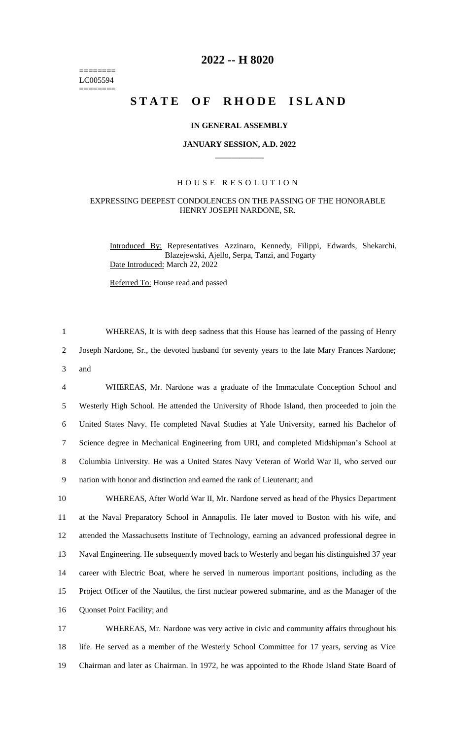========
LC005594
========

# 2022 -- H 8020

# STATE OF RHODE ISLAND

### IN GENERAL ASSEMBLY

### JANUARY SESSION, A.D. 2022

____________

## HOUSE RESOLUTION

### EXPRESSING DEEPEST CONDOLENCES ON THE PASSING OF THE HONORABLE HENRY JOSEPH NARDONE, SR.

Introduced By: Representatives Azzinaro, Kennedy, Filippi, Edwards, Shekarchi, Blazejewski, Ajello, Serpa, Tanzi, and Fogarty

Date Introduced: March 22, 2022

Referred To: House read and passed

WHEREAS, It is with deep sadness that this House has learned of the passing of Henry Joseph Nardone, Sr., the devoted husband for seventy years to the late Mary Frances Nardone; and

WHEREAS, Mr. Nardone was a graduate of the Immaculate Conception School and Westerly High School. He attended the University of Rhode Island, then proceeded to join the United States Navy. He completed Naval Studies at Yale University, earned his Bachelor of Science degree in Mechanical Engineering from URI, and completed Midshipman's School at Columbia University. He was a United States Navy Veteran of World War II, who served our nation with honor and distinction and earned the rank of Lieutenant; and

WHEREAS, After World War II, Mr. Nardone served as head of the Physics Department at the Naval Preparatory School in Annapolis. He later moved to Boston with his wife, and attended the Massachusetts Institute of Technology, earning an advanced professional degree in Naval Engineering. He subsequently moved back to Westerly and began his distinguished 37 year career with Electric Boat, where he served in numerous important positions, including as the Project Officer of the Nautilus, the first nuclear powered submarine, and as the Manager of the Quonset Point Facility; and

WHEREAS, Mr. Nardone was very active in civic and community affairs throughout his life. He served as a member of the Westerly School Committee for 17 years, serving as Vice Chairman and later as Chairman. In 1972, he was appointed to the Rhode Island State Board of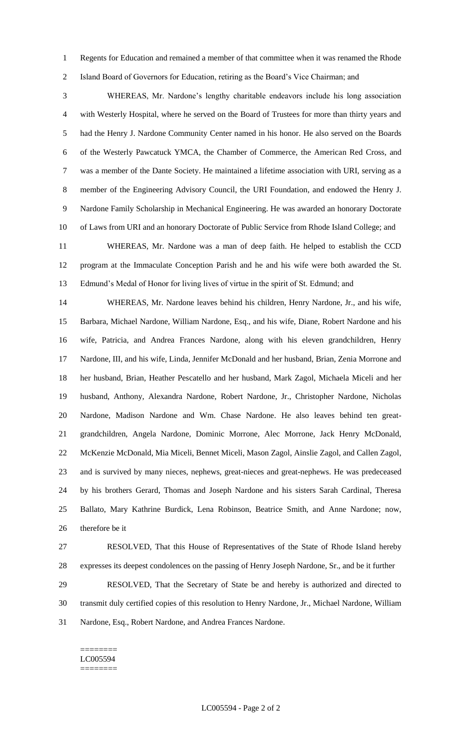Regents for Education and remained a member of that committee when it was renamed the Rhode Island Board of Governors for Education, retiring as the Board's Vice Chairman; and

WHEREAS, Mr. Nardone's lengthy charitable endeavors include his long association with Westerly Hospital, where he served on the Board of Trustees for more than thirty years and had the Henry J. Nardone Community Center named in his honor. He also served on the Boards of the Westerly Pawcatuck YMCA, the Chamber of Commerce, the American Red Cross, and was a member of the Dante Society. He maintained a lifetime association with URI, serving as a member of the Engineering Advisory Council, the URI Foundation, and endowed the Henry J. Nardone Family Scholarship in Mechanical Engineering. He was awarded an honorary Doctorate of Laws from URI and an honorary Doctorate of Public Service from Rhode Island College; and

WHEREAS, Mr. Nardone was a man of deep faith. He helped to establish the CCD program at the Immaculate Conception Parish and he and his wife were both awarded the St. Edmund's Medal of Honor for living lives of virtue in the spirit of St. Edmund; and

WHEREAS, Mr. Nardone leaves behind his children, Henry Nardone, Jr., and his wife, Barbara, Michael Nardone, William Nardone, Esq., and his wife, Diane, Robert Nardone and his wife, Patricia, and Andrea Frances Nardone, along with his eleven grandchildren, Henry Nardone, III, and his wife, Linda, Jennifer McDonald and her husband, Brian, Zenia Morrone and her husband, Brian, Heather Pescatello and her husband, Mark Zagol, Michaela Miceli and her husband, Anthony, Alexandra Nardone, Robert Nardone, Jr., Christopher Nardone, Nicholas Nardone, Madison Nardone and Wm. Chase Nardone. He also leaves behind ten great-grandchildren, Angela Nardone, Dominic Morrone, Alec Morrone, Jack Henry McDonald, McKenzie McDonald, Mia Miceli, Bennet Miceli, Mason Zagol, Ainslie Zagol, and Callen Zagol, and is survived by many nieces, nephews, great-nieces and great-nephews. He was predeceased by his brothers Gerard, Thomas and Joseph Nardone and his sisters Sarah Cardinal, Theresa Ballato, Mary Kathrine Burdick, Lena Robinson, Beatrice Smith, and Anne Nardone; now, therefore be it

RESOLVED, That this House of Representatives of the State of Rhode Island hereby expresses its deepest condolences on the passing of Henry Joseph Nardone, Sr., and be it further

RESOLVED, That the Secretary of State be and hereby is authorized and directed to transmit duly certified copies of this resolution to Henry Nardone, Jr., Michael Nardone, William Nardone, Esq., Robert Nardone, and Andrea Frances Nardone.

========
LC005594
========